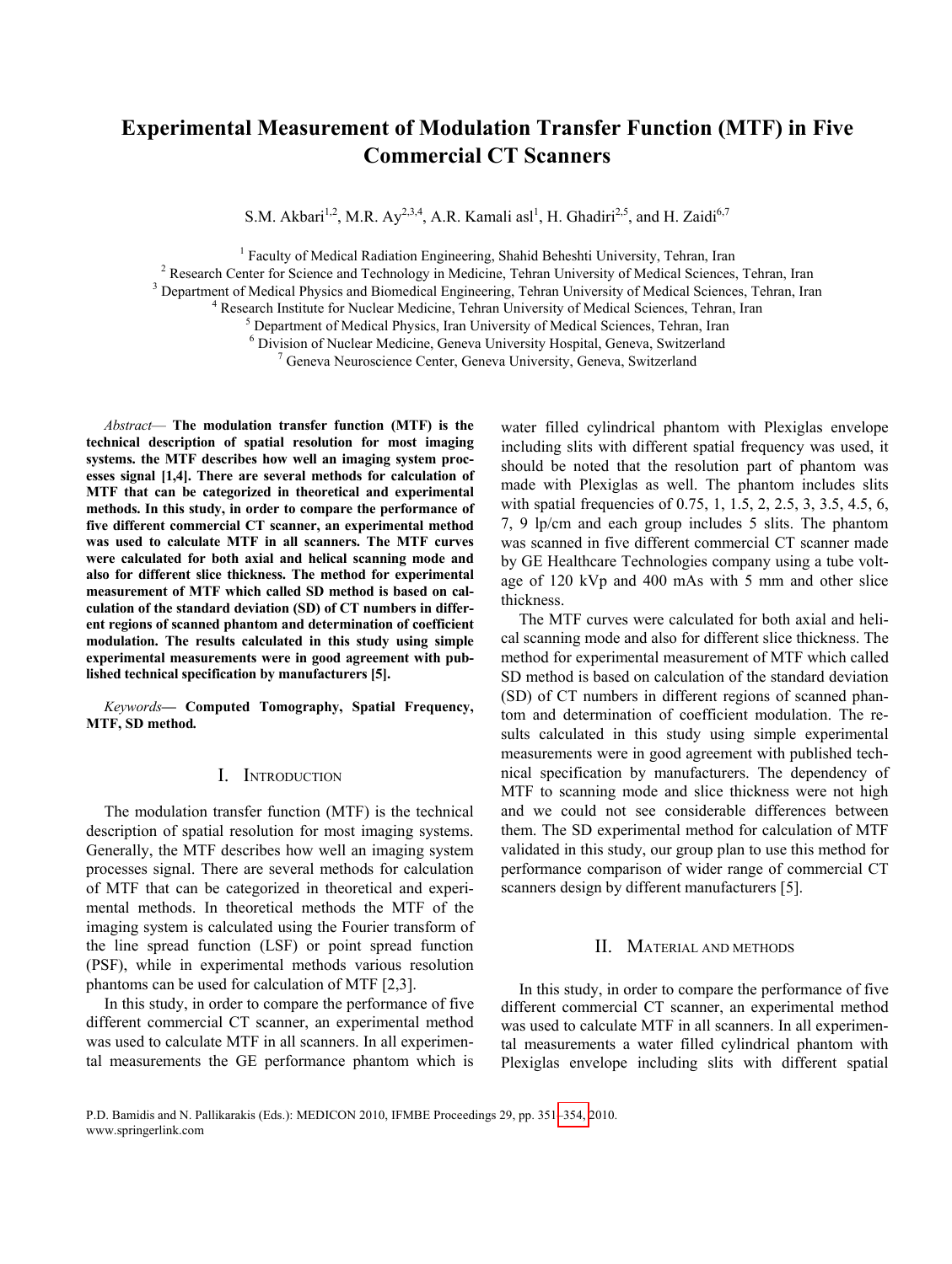# Experimental Measurement of Modulation Transfer Function (MTF) in Five Commercial CT Scanners

S.M. Akbari[1,2], M.R. Ay[2,3,4], A.R. Kamali asl[1], H. Ghadiri[2,5], and H. Zaidi[6,7]

[1] Faculty of Medical Radiation Engineering, Shahid Beheshti University, Tehran, Iran
[2] Research Center for Science and Technology in Medicine, Tehran University of Medical Sciences, Tehran, Iran
[3] Department of Medical Physics and Biomedical Engineering, Tehran University of Medical Sciences, Tehran, Iran
[4] Research Institute for Nuclear Medicine, Tehran University of Medical Sciences, Tehran, Iran
[5] Department of Medical Physics, Iran University of Medical Sciences, Tehran, Iran
[6] Division of Nuclear Medicine, Geneva University Hospital, Geneva, Switzerland
[7] Geneva Neuroscience Center, Geneva University, Geneva, Switzerland

*Abstract*— **The modulation transfer function (MTF) is the technical description of spatial resolution for most imaging systems. the MTF describes how well an imaging system processes signal [1,4]. There are several methods for calculation of MTF that can be categorized in theoretical and experimental methods. In this study, in order to compare the performance of five different commercial CT scanner, an experimental method was used to calculate MTF in all scanners. The MTF curves were calculated for both axial and helical scanning mode and also for different slice thickness. The method for experimental measurement of MTF which called SD method is based on calculation of the standard deviation (SD) of CT numbers in different regions of scanned phantom and determination of coefficient modulation. The results calculated in this study using simple experimental measurements were in good agreement with published technical specification by manufacturers [5].**

*Keywords*— **Computed Tomography, Spatial Frequency, MTF, SD method.**

## I. Introduction

The modulation transfer function (MTF) is the technical description of spatial resolution for most imaging systems. Generally, the MTF describes how well an imaging system processes signal. There are several methods for calculation of MTF that can be categorized in theoretical and experimental methods. In theoretical methods the MTF of the imaging system is calculated using the Fourier transform of the line spread function (LSF) or point spread function (PSF), while in experimental methods various resolution phantoms can be used for calculation of MTF [2,3].

In this study, in order to compare the performance of five different commercial CT scanner, an experimental method was used to calculate MTF in all scanners. In all experimental measurements the GE performance phantom which is water filled cylindrical phantom with Plexiglas envelope including slits with different spatial frequency was used, it should be noted that the resolution part of phantom was made with Plexiglas as well. The phantom includes slits with spatial frequencies of 0.75, 1, 1.5, 2, 2.5, 3, 3.5, 4.5, 6, 7, 9 lp/cm and each group includes 5 slits. The phantom was scanned in five different commercial CT scanner made by GE Healthcare Technologies company using a tube voltage of 120 kVp and 400 mAs with 5 mm and other slice thickness.

The MTF curves were calculated for both axial and helical scanning mode and also for different slice thickness. The method for experimental measurement of MTF which called SD method is based on calculation of the standard deviation (SD) of CT numbers in different regions of scanned phantom and determination of coefficient modulation. The results calculated in this study using simple experimental measurements were in good agreement with published technical specification by manufacturers. The dependency of MTF to scanning mode and slice thickness were not high and we could not see considerable differences between them. The SD experimental method for calculation of MTF validated in this study, our group plan to use this method for performance comparison of wider range of commercial CT scanners design by different manufacturers [5].

## II. Material and methods

In this study, in order to compare the performance of five different commercial CT scanner, an experimental method was used to calculate MTF in all scanners. In all experimental measurements a water filled cylindrical phantom with Plexiglas envelope including slits with different spatial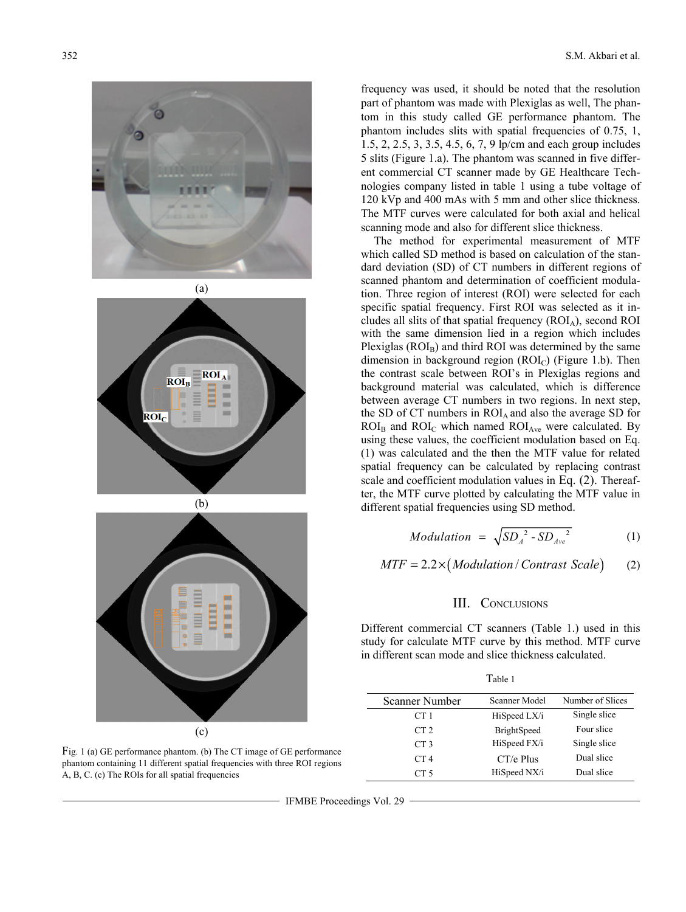frequency was used, it should be noted that the resolution part of phantom was made with Plexiglas as well, The phantom in this study called GE performance phantom. The phantom includes slits with spatial frequencies of 0.75, 1, 1.5, 2, 2.5, 3, 3.5, 4.5, 6, 7, 9 lp/cm and each group includes 5 slits (Figure 1.a). The phantom was scanned in five different commercial CT scanner made by GE Healthcare Technologies company listed in table 1 using a tube voltage of 120 kVp and 400 mAs with 5 mm and other slice thickness. The MTF curves were calculated for both axial and helical scanning mode and also for different slice thickness.

The method for experimental measurement of MTF which called SD method is based on calculation of the standard deviation (SD) of CT numbers in different regions of scanned phantom and determination of coefficient modulation. Three region of interest (ROI) were selected for each specific spatial frequency. First ROI was selected as it includes all slits of that spatial frequency ($ROI_A$), second ROI with the same dimension lied in a region which includes Plexiglas ($ROI_B$) and third ROI was determined by the same dimension in background region ($ROI_C$) (Figure 1.b). Then the contrast scale between ROI's in Plexiglas regions and background material was calculated, which is difference between average CT numbers in two regions. In next step, the SD of CT numbers in $ROI_A$ and also the average SD for $ROI_B$ and $ROI_C$ which named $ROI_{Ave}$ were calculated. By using these values, the coefficient modulation based on Eq. (1) was calculated and the then the MTF value for related spatial frequency can be calculated by replacing contrast scale and coefficient modulation values in Eq. (2). Thereafter, the MTF curve plotted by calculating the MTF value in different spatial frequencies using SD method.

$$Modulation = \sqrt{SD_A^{\ 2} - SD_{Ave}^{\ 2}} \qquad (1)$$

$$MTF = 2.2 \times \left( Modulation / Contrast\ Scale \right) \qquad (2)$$

Fig. 1 (a) GE performance phantom. (b) The CT image of GE performance phantom containing 11 different spatial frequencies with three ROI regions A, B, C. (c) The ROIs for all spatial frequencies

## III. Conclusions

Different commercial CT scanners (Table 1.) used in this study for calculate MTF curve by this method. MTF curve in different scan mode and slice thickness calculated.

Table 1

| Scanner Number | Scanner Model | Number of Slices |
|---|---|---|
| CT 1 | HiSpeed LX/i | Single slice |
| CT 2 | BrightSpeed | Four slice |
| CT 3 | HiSpeed FX/i | Single slice |
| CT 4 | CT/e Plus | Dual slice |
| CT 5 | HiSpeed NX/i | Dual slice |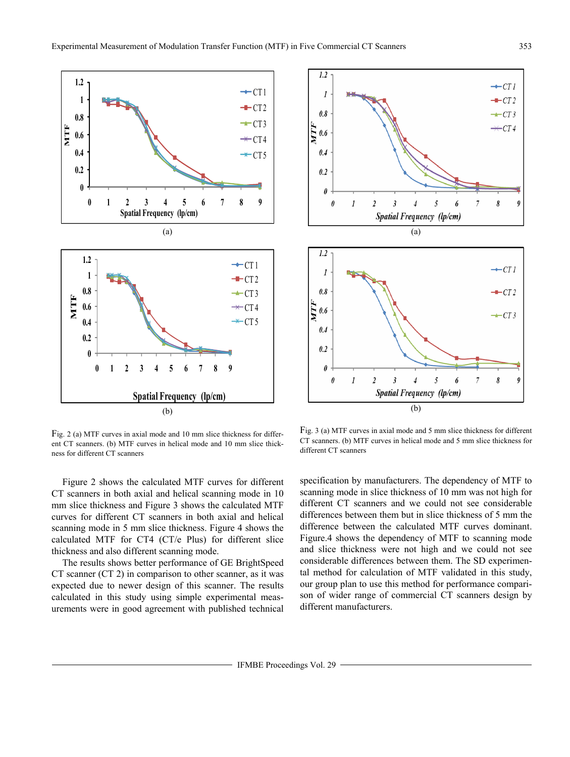Fig. 2 (a) MTF curves in axial mode and 10 mm slice thickness for different CT scanners. (b) MTF curves in helical mode and 10 mm slice thickness for different CT scanners

Fig. 3 (a) MTF curves in axial mode and 5 mm slice thickness for different CT scanners. (b) MTF curves in helical mode and 5 mm slice thickness for different CT scanners

Figure 2 shows the calculated MTF curves for different CT scanners in both axial and helical scanning mode in 10 mm slice thickness and Figure 3 shows the calculated MTF curves for different CT scanners in both axial and helical scanning mode in 5 mm slice thickness. Figure 4 shows the calculated MTF for CT4 (CT/e Plus) for different slice thickness and also different scanning mode.

The results shows better performance of GE BrightSpeed CT scanner (CT 2) in comparison to other scanner, as it was expected due to newer design of this scanner. The results calculated in this study using simple experimental measurements were in good agreement with published technical specification by manufacturers. The dependency of MTF to scanning mode in slice thickness of 10 mm was not high for different CT scanners and we could not see considerable differences between them but in slice thickness of 5 mm the difference between the calculated MTF curves CT dominant. Figure.4 shows the dependency of MTF to scanning mode and slice thickness were not high and we could not see considerable differences between them. The SD experimental method for calculation of MTF validated in this study, our group plan to use this method for performance comparison of wider range of commercial CT scanners design by different manufacturers.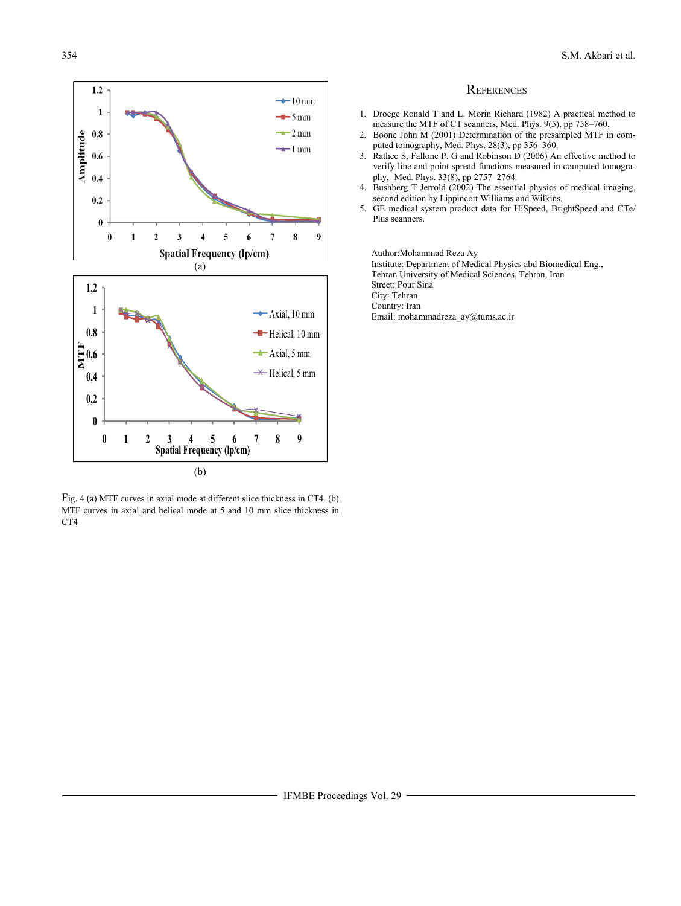1.2
1
0.8
0.6
0.4
0.2
0

Amplitude

0 1 2 3 4 5 6 7 8 9

Spatial Frequency (lp/cm)

10 mm
5 mm
2 mm
1 mm

(a)

1,2
1
0,8
0,6
0,4
0,2
0

MTF

0 1 2 3 4 5 6 7 8 9

Spatial Frequency (lp/cm)

Axial, 10 mm
Helical, 10 mm
Axial, 5 mm
Helical, 5 mm

(b)

Fig. 4 (a) MTF curves in axial mode at different slice thickness in CT4. (b) MTF curves in axial and helical mode at 5 and 10 mm slice thickness in CT4

## References

1. Droege Ronald T and L. Morin Richard (1982) A practical method to measure the MTF of CT scanners, Med. Phys. 9(5), pp 758–760.
2. Boone John M (2001) Determination of the presampled MTF in computed tomography, Med. Phys. 28(3), pp 356–360.
3. Rathee S, Fallone P. G and Robinson D (2006) An effective method to verify line and point spread functions measured in computed tomography, Med. Phys. 33(8), pp 2757–2764.
4. Bushberg T Jerrold (2002) The essential physics of medical imaging, second edition by Lippincott Williams and Wilkins.
5. GE medical system product data for HiSpeed, BrightSpeed and CTe/Plus scanners.

Author: Mohammad Reza Ay
Institute: Department of Medical Physics abd Biomedical Eng., Tehran University of Medical Sciences, Tehran, Iran
Street: Pour Sina
City: Tehran
Country: Iran
Email: mohammadreza_ay@tums.ac.ir